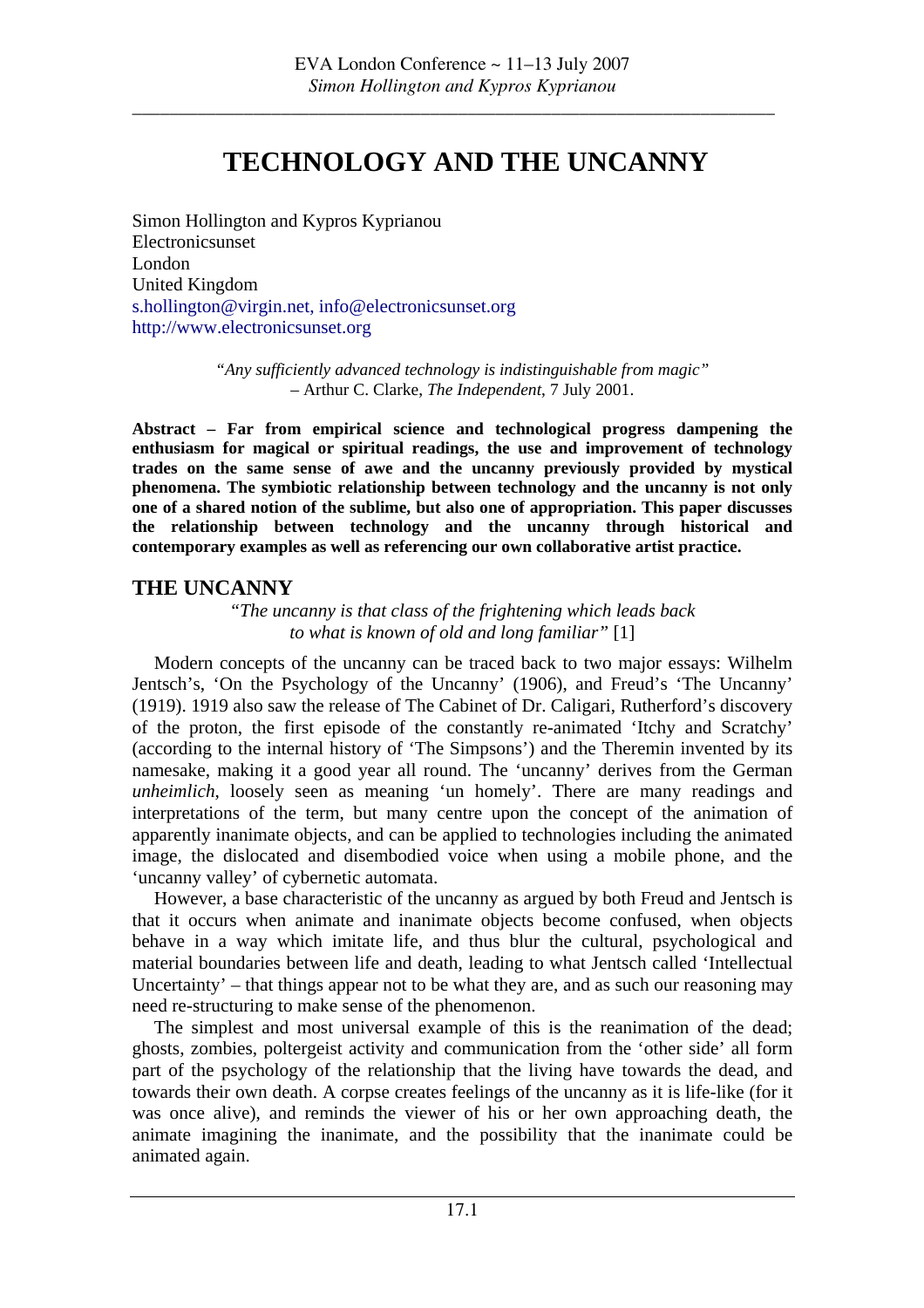# TECHNOLOGY AND THE UNCANNY

Simon Hollington and Kypros Kyprianou
Electronicsunset
London
United Kingdom
s.hollington@virgin.net, info@electronicsunset.org
http://www.electronicsunset.org

> *"Any sufficiently advanced technology is indistinguishable from magic"*
> – Arthur C. Clarke, *The Independent*, 7 July 2001.

**Abstract – Far from empirical science and technological progress dampening the enthusiasm for magical or spiritual readings, the use and improvement of technology trades on the same sense of awe and the uncanny previously provided by mystical phenomena. The symbiotic relationship between technology and the uncanny is not only one of a shared notion of the sublime, but also one of appropriation. This paper discusses the relationship between technology and the uncanny through historical and contemporary examples as well as referencing our own collaborative artist practice.**

## THE UNCANNY

> *"The uncanny is that class of the frightening which leads back to what is known of old and long familiar"* [1]

Modern concepts of the uncanny can be traced back to two major essays: Wilhelm Jentsch's, 'On the Psychology of the Uncanny' (1906), and Freud's 'The Uncanny' (1919). 1919 also saw the release of The Cabinet of Dr. Caligari, Rutherford's discovery of the proton, the first episode of the constantly re-animated 'Itchy and Scratchy' (according to the internal history of 'The Simpsons') and the Theremin invented by its namesake, making it a good year all round. The 'uncanny' derives from the German *unheimlich*, loosely seen as meaning 'un homely'. There are many readings and interpretations of the term, but many centre upon the concept of the animation of apparently inanimate objects, and can be applied to technologies including the animated image, the dislocated and disembodied voice when using a mobile phone, and the 'uncanny valley' of cybernetic automata.

However, a base characteristic of the uncanny as argued by both Freud and Jentsch is that it occurs when animate and inanimate objects become confused, when objects behave in a way which imitate life, and thus blur the cultural, psychological and material boundaries between life and death, leading to what Jentsch called 'Intellectual Uncertainty' – that things appear not to be what they are, and as such our reasoning may need re-structuring to make sense of the phenomenon.

The simplest and most universal example of this is the reanimation of the dead; ghosts, zombies, poltergeist activity and communication from the 'other side' all form part of the psychology of the relationship that the living have towards the dead, and towards their own death. A corpse creates feelings of the uncanny as it is life-like (for it was once alive), and reminds the viewer of his or her own approaching death, the animate imagining the inanimate, and the possibility that the inanimate could be animated again.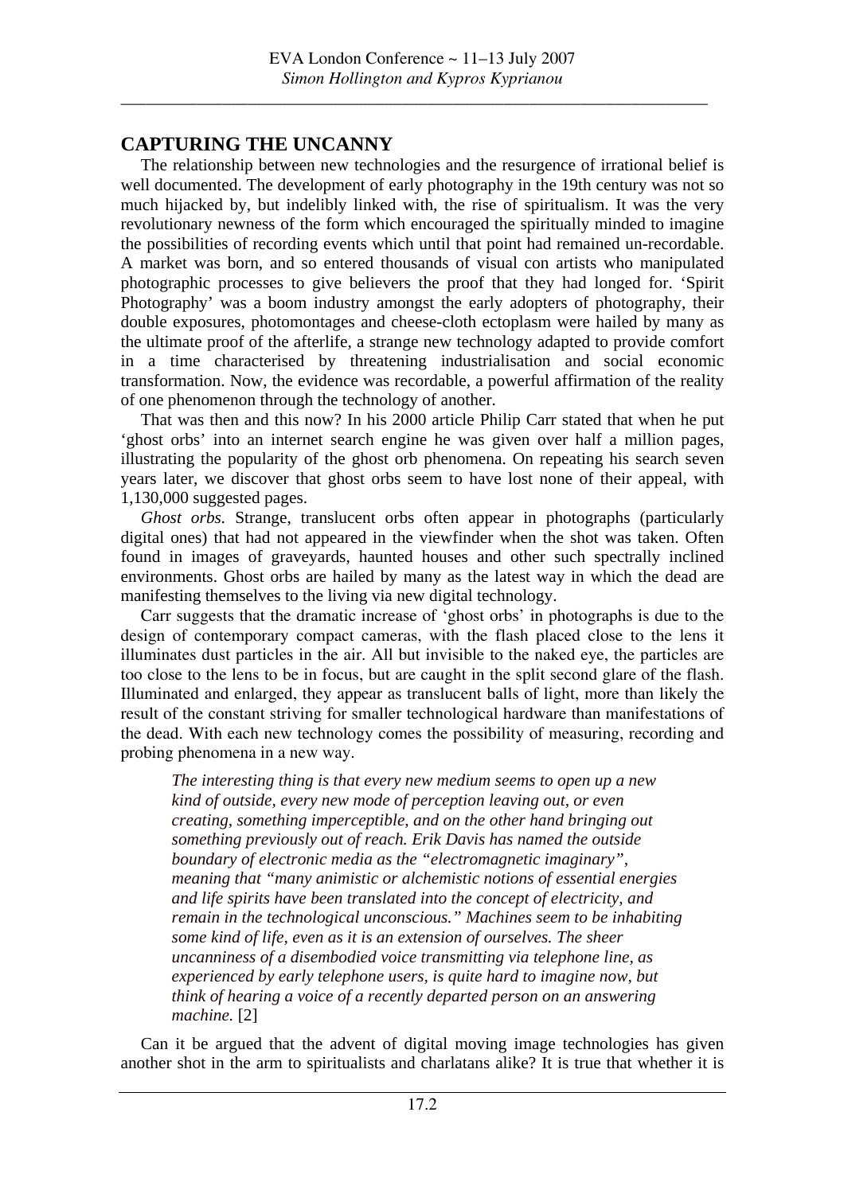## CAPTURING THE UNCANNY

The relationship between new technologies and the resurgence of irrational belief is well documented. The development of early photography in the 19th century was not so much hijacked by, but indelibly linked with, the rise of spiritualism. It was the very revolutionary newness of the form which encouraged the spiritually minded to imagine the possibilities of recording events which until that point had remained un-recordable. A market was born, and so entered thousands of visual con artists who manipulated photographic processes to give believers the proof that they had longed for. 'Spirit Photography' was a boom industry amongst the early adopters of photography, their double exposures, photomontages and cheese-cloth ectoplasm were hailed by many as the ultimate proof of the afterlife, a strange new technology adapted to provide comfort in a time characterised by threatening industrialisation and social economic transformation. Now, the evidence was recordable, a powerful affirmation of the reality of one phenomenon through the technology of another.

That was then and this now? In his 2000 article Philip Carr stated that when he put 'ghost orbs' into an internet search engine he was given over half a million pages, illustrating the popularity of the ghost orb phenomena. On repeating his search seven years later, we discover that ghost orbs seem to have lost none of their appeal, with 1,130,000 suggested pages.

*Ghost orbs.* Strange, translucent orbs often appear in photographs (particularly digital ones) that had not appeared in the viewfinder when the shot was taken. Often found in images of graveyards, haunted houses and other such spectrally inclined environments. Ghost orbs are hailed by many as the latest way in which the dead are manifesting themselves to the living via new digital technology.

Carr suggests that the dramatic increase of 'ghost orbs' in photographs is due to the design of contemporary compact cameras, with the flash placed close to the lens it illuminates dust particles in the air. All but invisible to the naked eye, the particles are too close to the lens to be in focus, but are caught in the split second glare of the flash. Illuminated and enlarged, they appear as translucent balls of light, more than likely the result of the constant striving for smaller technological hardware than manifestations of the dead. With each new technology comes the possibility of measuring, recording and probing phenomena in a new way.

> *The interesting thing is that every new medium seems to open up a new kind of outside, every new mode of perception leaving out, or even creating, something imperceptible, and on the other hand bringing out something previously out of reach. Erik Davis has named the outside boundary of electronic media as the "electromagnetic imaginary", meaning that "many animistic or alchemistic notions of essential energies and life spirits have been translated into the concept of electricity, and remain in the technological unconscious." Machines seem to be inhabiting some kind of life, even as it is an extension of ourselves. The sheer uncanniness of a disembodied voice transmitting via telephone line, as experienced by early telephone users, is quite hard to imagine now, but think of hearing a voice of a recently departed person on an answering machine.* [2]

Can it be argued that the advent of digital moving image technologies has given another shot in the arm to spiritualists and charlatans alike? It is true that whether it is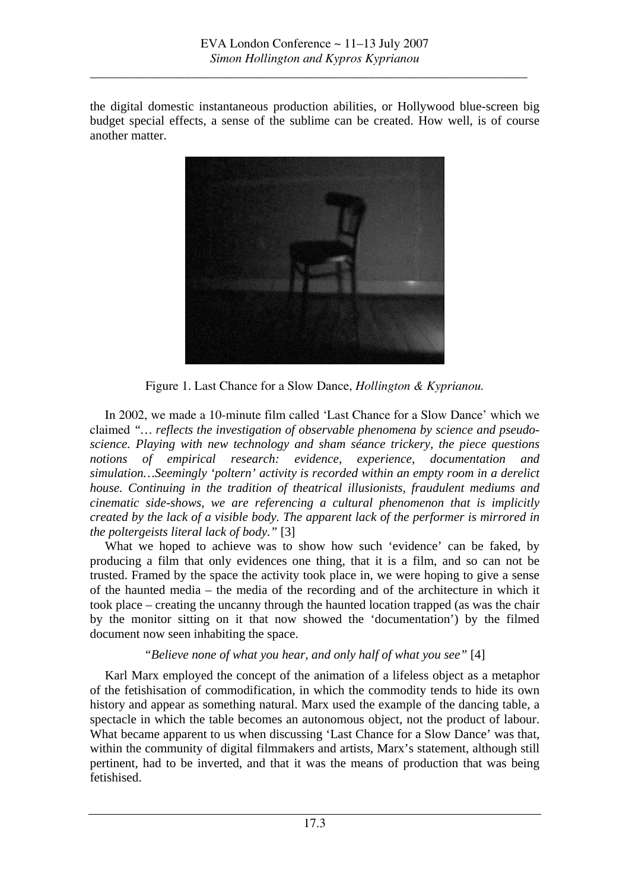the digital domestic instantaneous production abilities, or Hollywood blue-screen big budget special effects, a sense of the sublime can be created. How well, is of course another matter.

Figure 1. Last Chance for a Slow Dance, *Hollington & Kyprianou.*

In 2002, we made a 10-minute film called 'Last Chance for a Slow Dance' which we claimed *"… reflects the investigation of observable phenomena by science and pseudo-science. Playing with new technology and sham séance trickery, the piece questions notions of empirical research: evidence, experience, documentation and simulation…Seemingly 'poltern' activity is recorded within an empty room in a derelict house. Continuing in the tradition of theatrical illusionists, fraudulent mediums and cinematic side-shows, we are referencing a cultural phenomenon that is implicitly created by the lack of a visible body. The apparent lack of the performer is mirrored in the poltergeists literal lack of body."* [3]

What we hoped to achieve was to show how such 'evidence' can be faked, by producing a film that only evidences one thing, that it is a film, and so can not be trusted. Framed by the space the activity took place in, we were hoping to give a sense of the haunted media – the media of the recording and of the architecture in which it took place – creating the uncanny through the haunted location trapped (as was the chair by the monitor sitting on it that now showed the 'documentation') by the filmed document now seen inhabiting the space.

*"Believe none of what you hear, and only half of what you see"* [4]

Karl Marx employed the concept of the animation of a lifeless object as a metaphor of the fetishisation of commodification, in which the commodity tends to hide its own history and appear as something natural. Marx used the example of the dancing table, a spectacle in which the table becomes an autonomous object, not the product of labour. What became apparent to us when discussing 'Last Chance for a Slow Dance' was that, within the community of digital filmmakers and artists, Marx's statement, although still pertinent, had to be inverted, and that it was the means of production that was being fetishised.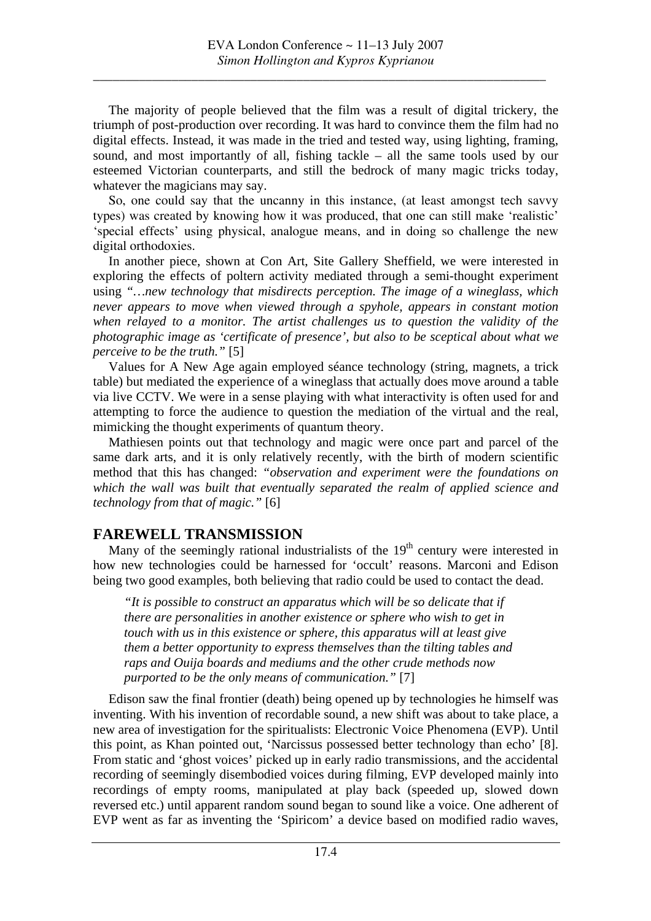The majority of people believed that the film was a result of digital trickery, the triumph of post-production over recording. It was hard to convince them the film had no digital effects. Instead, it was made in the tried and tested way, using lighting, framing, sound, and most importantly of all, fishing tackle – all the same tools used by our esteemed Victorian counterparts, and still the bedrock of many magic tricks today, whatever the magicians may say.

So, one could say that the uncanny in this instance, (at least amongst tech savvy types) was created by knowing how it was produced, that one can still make 'realistic' 'special effects' using physical, analogue means, and in doing so challenge the new digital orthodoxies.

In another piece, shown at Con Art, Site Gallery Sheffield, we were interested in exploring the effects of poltern activity mediated through a semi-thought experiment using *"…new technology that misdirects perception. The image of a wineglass, which never appears to move when viewed through a spyhole, appears in constant motion when relayed to a monitor. The artist challenges us to question the validity of the photographic image as 'certificate of presence', but also to be sceptical about what we perceive to be the truth."* [5]

Values for A New Age again employed séance technology (string, magnets, a trick table) but mediated the experience of a wineglass that actually does move around a table via live CCTV. We were in a sense playing with what interactivity is often used for and attempting to force the audience to question the mediation of the virtual and the real, mimicking the thought experiments of quantum theory.

Mathiesen points out that technology and magic were once part and parcel of the same dark arts, and it is only relatively recently, with the birth of modern scientific method that this has changed: *"observation and experiment were the foundations on which the wall was built that eventually separated the realm of applied science and technology from that of magic."* [6]

## FAREWELL TRANSMISSION

Many of the seemingly rational industrialists of the 19th century were interested in how new technologies could be harnessed for 'occult' reasons. Marconi and Edison being two good examples, both believing that radio could be used to contact the dead.

> *"It is possible to construct an apparatus which will be so delicate that if there are personalities in another existence or sphere who wish to get in touch with us in this existence or sphere, this apparatus will at least give them a better opportunity to express themselves than the tilting tables and raps and Ouija boards and mediums and the other crude methods now purported to be the only means of communication."* [7]

Edison saw the final frontier (death) being opened up by technologies he himself was inventing. With his invention of recordable sound, a new shift was about to take place, a new area of investigation for the spiritualists: Electronic Voice Phenomena (EVP). Until this point, as Khan pointed out, 'Narcissus possessed better technology than echo' [8]. From static and 'ghost voices' picked up in early radio transmissions, and the accidental recording of seemingly disembodied voices during filming, EVP developed mainly into recordings of empty rooms, manipulated at play back (speeded up, slowed down reversed etc.) until apparent random sound began to sound like a voice. One adherent of EVP went as far as inventing the 'Spiricom' a device based on modified radio waves,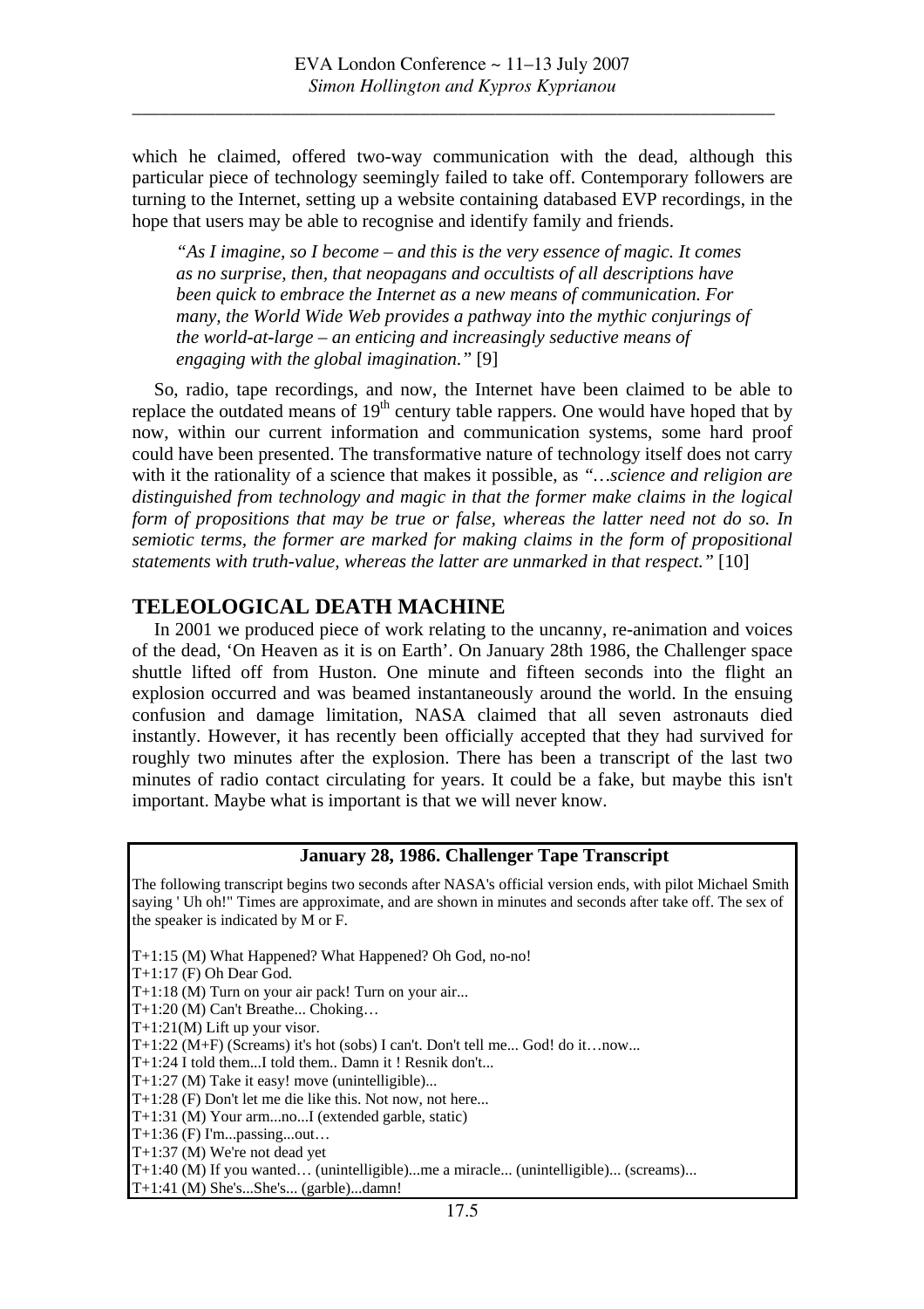which he claimed, offered two-way communication with the dead, although this particular piece of technology seemingly failed to take off. Contemporary followers are turning to the Internet, setting up a website containing databased EVP recordings, in the hope that users may be able to recognise and identify family and friends.

> *"As I imagine, so I become – and this is the very essence of magic. It comes as no surprise, then, that neopagans and occultists of all descriptions have been quick to embrace the Internet as a new means of communication. For many, the World Wide Web provides a pathway into the mythic conjurings of the world-at-large – an enticing and increasingly seductive means of engaging with the global imagination."* [9]

So, radio, tape recordings, and now, the Internet have been claimed to be able to replace the outdated means of 19th century table rappers. One would have hoped that by now, within our current information and communication systems, some hard proof could have been presented. The transformative nature of technology itself does not carry with it the rationality of a science that makes it possible, as *"…science and religion are distinguished from technology and magic in that the former make claims in the logical form of propositions that may be true or false, whereas the latter need not do so. In semiotic terms, the former are marked for making claims in the form of propositional statements with truth-value, whereas the latter are unmarked in that respect."* [10]

## TELEOLOGICAL DEATH MACHINE

In 2001 we produced piece of work relating to the uncanny, re-animation and voices of the dead, 'On Heaven as it is on Earth'. On January 28th 1986, the Challenger space shuttle lifted off from Huston. One minute and fifteen seconds into the flight an explosion occurred and was beamed instantaneously around the world. In the ensuing confusion and damage limitation, NASA claimed that all seven astronauts died instantly. However, it has recently been officially accepted that they had survived for roughly two minutes after the explosion. There has been a transcript of the last two minutes of radio contact circulating for years. It could be a fake, but maybe this isn't important. Maybe what is important is that we will never know.

**January 28, 1986. Challenger Tape Transcript**

The following transcript begins two seconds after NASA's official version ends, with pilot Michael Smith saying ' Uh oh!" Times are approximate, and are shown in minutes and seconds after take off. The sex of the speaker is indicated by M or F.

T+1:15 (M) What Happened? What Happened? Oh God, no-no!
T+1:17 (F) Oh Dear God.
T+1:18 (M) Turn on your air pack! Turn on your air...
T+1:20 (M) Can't Breathe... Choking…
T+1:21(M) Lift up your visor.
T+1:22 (M+F) (Screams) it's hot (sobs) I can't. Don't tell me... God! do it…now...
T+1:24 I told them...I told them.. Damn it ! Resnik don't...
T+1:27 (M) Take it easy! move (unintelligible)...
T+1:28 (F) Don't let me die like this. Not now, not here...
T+1:31 (M) Your arm...no...I (extended garble, static)
T+1:36 (F) I'm...passing...out…
T+1:37 (M) We're not dead yet
T+1:40 (M) If you wanted… (unintelligible)...me a miracle... (unintelligible)... (screams)...
T+1:41 (M) She's...She's... (garble)...damn!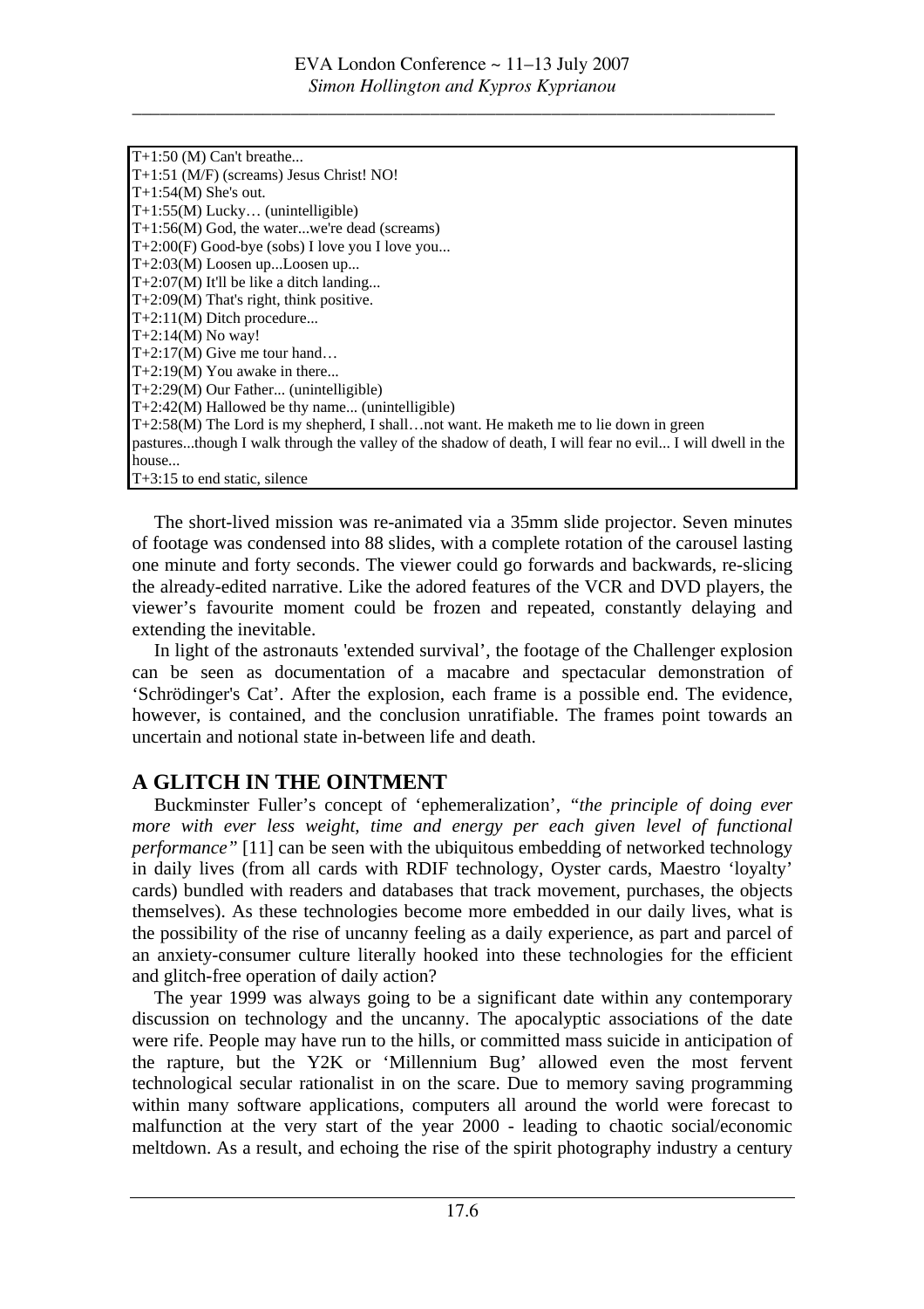| |
|---|
| T+1:50 (M) Can't breathe... |
| T+1:51 (M/F) (screams) Jesus Christ! NO! |
| T+1:54(M) She's out. |
| T+1:55(M) Lucky… (unintelligible) |
| T+1:56(M) God, the water...we're dead (screams) |
| T+2:00(F) Good-bye (sobs) I love you I love you... |
| T+2:03(M) Loosen up...Loosen up... |
| T+2:07(M) It'll be like a ditch landing... |
| T+2:09(M) That's right, think positive. |
| T+2:11(M) Ditch procedure... |
| T+2:14(M) No way! |
| T+2:17(M) Give me tour hand… |
| T+2:19(M) You awake in there... |
| T+2:29(M) Our Father... (unintelligible) |
| T+2:42(M) Hallowed be thy name... (unintelligible) |
| T+2:58(M) The Lord is my shepherd, I shall…not want. He maketh me to lie down in green pastures...though I walk through the valley of the shadow of death, I will fear no evil... I will dwell in the house... |
| T+3:15 to end static, silence |

The short-lived mission was re-animated via a 35mm slide projector. Seven minutes of footage was condensed into 88 slides, with a complete rotation of the carousel lasting one minute and forty seconds. The viewer could go forwards and backwards, re-slicing the already-edited narrative. Like the adored features of the VCR and DVD players, the viewer's favourite moment could be frozen and repeated, constantly delaying and extending the inevitable.

In light of the astronauts 'extended survival', the footage of the Challenger explosion can be seen as documentation of a macabre and spectacular demonstration of 'Schrödinger's Cat'. After the explosion, each frame is a possible end. The evidence, however, is contained, and the conclusion unratifiable. The frames point towards an uncertain and notional state in-between life and death.

## A GLITCH IN THE OINTMENT

Buckminster Fuller's concept of 'ephemeralization', *"the principle of doing ever more with ever less weight, time and energy per each given level of functional performance"* [11] can be seen with the ubiquitous embedding of networked technology in daily lives (from all cards with RDIF technology, Oyster cards, Maestro 'loyalty' cards) bundled with readers and databases that track movement, purchases, the objects themselves). As these technologies become more embedded in our daily lives, what is the possibility of the rise of uncanny feeling as a daily experience, as part and parcel of an anxiety-consumer culture literally hooked into these technologies for the efficient and glitch-free operation of daily action?

The year 1999 was always going to be a significant date within any contemporary discussion on technology and the uncanny. The apocalyptic associations of the date were rife. People may have run to the hills, or committed mass suicide in anticipation of the rapture, but the Y2K or 'Millennium Bug' allowed even the most fervent technological secular rationalist in on the scare. Due to memory saving programming within many software applications, computers all around the world were forecast to malfunction at the very start of the year 2000 - leading to chaotic social/economic meltdown. As a result, and echoing the rise of the spirit photography industry a century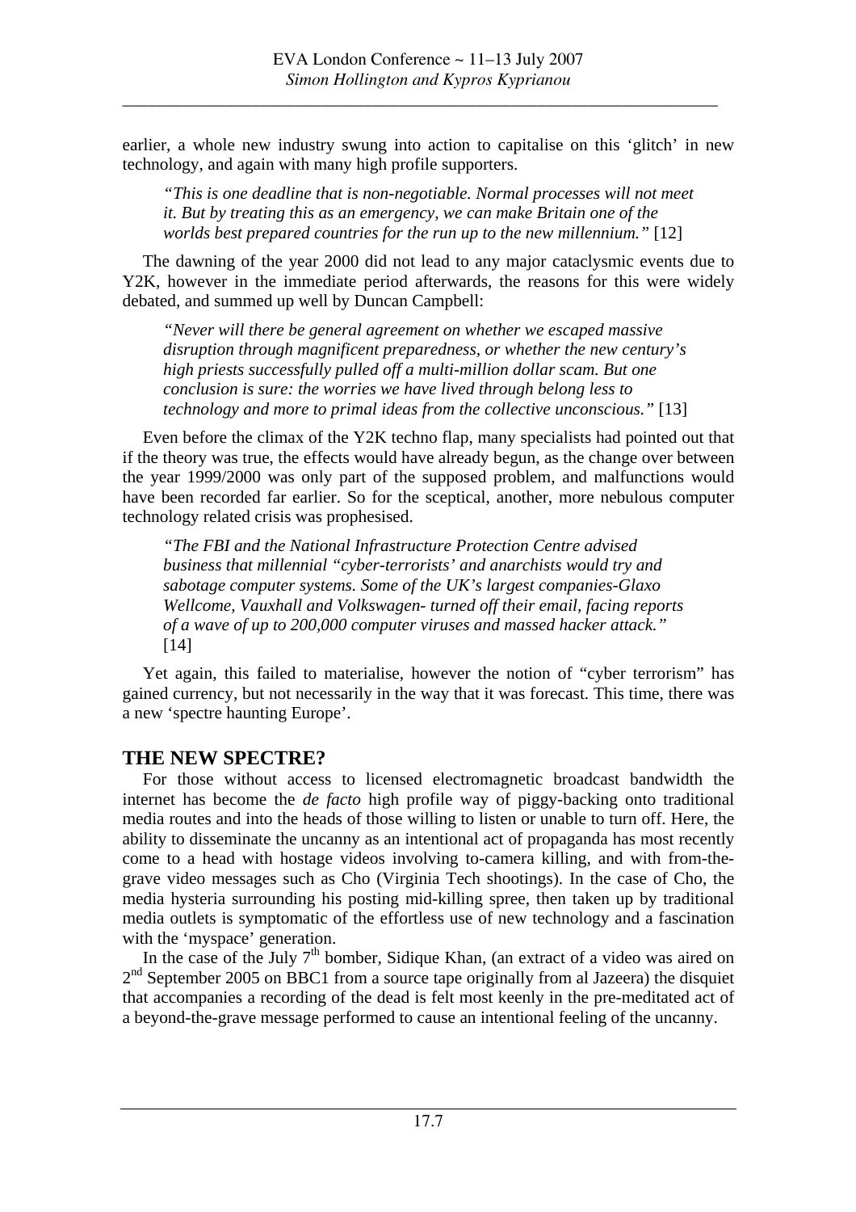earlier, a whole new industry swung into action to capitalise on this 'glitch' in new technology, and again with many high profile supporters.

> *"This is one deadline that is non-negotiable. Normal processes will not meet it. But by treating this as an emergency, we can make Britain one of the worlds best prepared countries for the run up to the new millennium."* [12]

The dawning of the year 2000 did not lead to any major cataclysmic events due to Y2K, however in the immediate period afterwards, the reasons for this were widely debated, and summed up well by Duncan Campbell:

> *"Never will there be general agreement on whether we escaped massive disruption through magnificent preparedness, or whether the new century's high priests successfully pulled off a multi-million dollar scam. But one conclusion is sure: the worries we have lived through belong less to technology and more to primal ideas from the collective unconscious."* [13]

Even before the climax of the Y2K techno flap, many specialists had pointed out that if the theory was true, the effects would have already begun, as the change over between the year 1999/2000 was only part of the supposed problem, and malfunctions would have been recorded far earlier. So for the sceptical, another, more nebulous computer technology related crisis was prophesised.

> *"The FBI and the National Infrastructure Protection Centre advised business that millennial "cyber-terrorists' and anarchists would try and sabotage computer systems. Some of the UK's largest companies-Glaxo Wellcome, Vauxhall and Volkswagen- turned off their email, facing reports of a wave of up to 200,000 computer viruses and massed hacker attack."* [14]

Yet again, this failed to materialise, however the notion of "cyber terrorism" has gained currency, but not necessarily in the way that it was forecast. This time, there was a new 'spectre haunting Europe'.

## THE NEW SPECTRE?

For those without access to licensed electromagnetic broadcast bandwidth the internet has become the *de facto* high profile way of piggy-backing onto traditional media routes and into the heads of those willing to listen or unable to turn off. Here, the ability to disseminate the uncanny as an intentional act of propaganda has most recently come to a head with hostage videos involving to-camera killing, and with from-the-grave video messages such as Cho (Virginia Tech shootings). In the case of Cho, the media hysteria surrounding his posting mid-killing spree, then taken up by traditional media outlets is symptomatic of the effortless use of new technology and a fascination with the 'myspace' generation.

In the case of the July 7th bomber, Sidique Khan, (an extract of a video was aired on 2nd September 2005 on BBC1 from a source tape originally from al Jazeera) the disquiet that accompanies a recording of the dead is felt most keenly in the pre-meditated act of a beyond-the-grave message performed to cause an intentional feeling of the uncanny.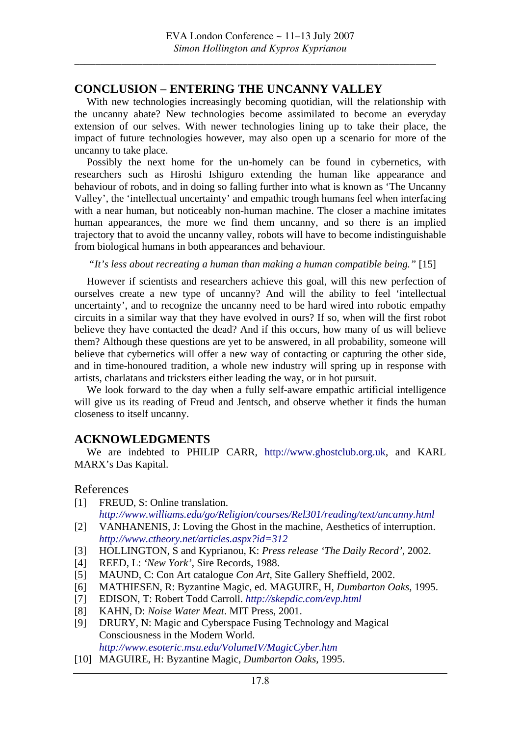## CONCLUSION – ENTERING THE UNCANNY VALLEY

With new technologies increasingly becoming quotidian, will the relationship with the uncanny abate? New technologies become assimilated to become an everyday extension of our selves. With newer technologies lining up to take their place, the impact of future technologies however, may also open up a scenario for more of the uncanny to take place.

Possibly the next home for the un-homely can be found in cybernetics, with researchers such as Hiroshi Ishiguro extending the human like appearance and behaviour of robots, and in doing so falling further into what is known as 'The Uncanny Valley', the 'intellectual uncertainty' and empathic trough humans feel when interfacing with a near human, but noticeably non-human machine. The closer a machine imitates human appearances, the more we find them uncanny, and so there is an implied trajectory that to avoid the uncanny valley, robots will have to become indistinguishable from biological humans in both appearances and behaviour.

*"It's less about recreating a human than making a human compatible being."* [15]

However if scientists and researchers achieve this goal, will this new perfection of ourselves create a new type of uncanny? And will the ability to feel 'intellectual uncertainty', and to recognize the uncanny need to be hard wired into robotic empathy circuits in a similar way that they have evolved in ours? If so, when will the first robot believe they have contacted the dead? And if this occurs, how many of us will believe them? Although these questions are yet to be answered, in all probability, someone will believe that cybernetics will offer a new way of contacting or capturing the other side, and in time-honoured tradition, a whole new industry will spring up in response with artists, charlatans and tricksters either leading the way, or in hot pursuit.

We look forward to the day when a fully self-aware empathic artificial intelligence will give us its reading of Freud and Jentsch, and observe whether it finds the human closeness to itself uncanny.

## ACKNOWLEDGMENTS

We are indebted to PHILIP CARR, http://www.ghostclub.org.uk, and KARL MARX's Das Kapital.

## References

[1] FREUD, S: Online translation. *http://www.williams.edu/go/Religion/courses/Rel301/reading/text/uncanny.html*

[2] VANHANENIS, J: Loving the Ghost in the machine, Aesthetics of interruption. *http://www.ctheory.net/articles.aspx?id=312*

[3] HOLLINGTON, S and Kyprianou, K: *Press release 'The Daily Record'*, 2002.

[4] REED, L: *'New York'*, Sire Records, 1988.

[5] MAUND, C: Con Art catalogue *Con Art*, Site Gallery Sheffield, 2002.

[6] MATHIESEN, R: Byzantine Magic, ed. MAGUIRE, H, *Dumbarton Oaks*, 1995.

[7] EDISON, T: Robert Todd Carroll. *http://skepdic.com/evp.html*

[8] KAHN, D: *Noise Water Meat*. MIT Press, 2001.

[9] DRURY, N: Magic and Cyberspace Fusing Technology and Magical Consciousness in the Modern World. *http://www.esoteric.msu.edu/VolumeIV/MagicCyber.htm*

[10] MAGUIRE, H: Byzantine Magic, *Dumbarton Oaks*, 1995.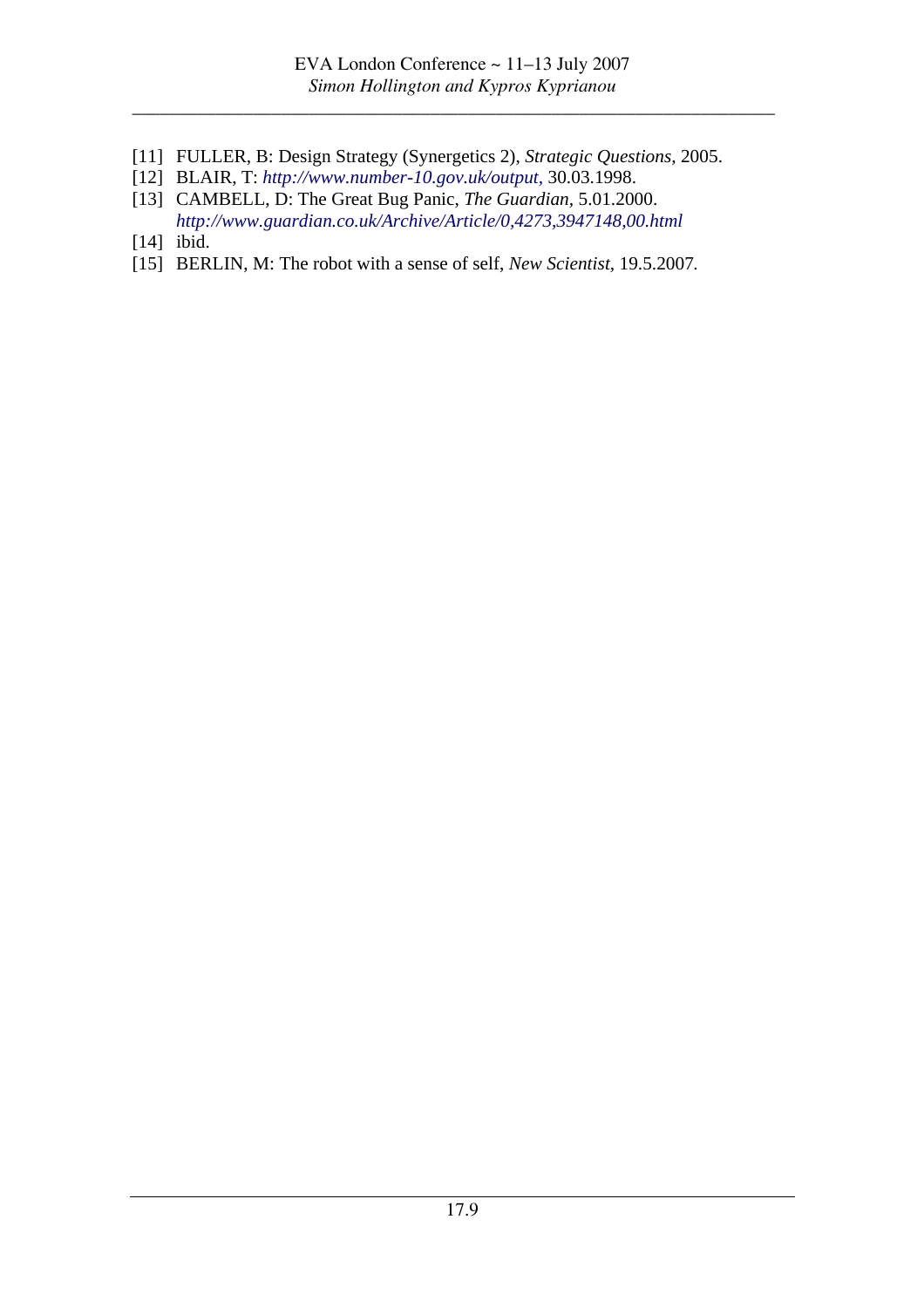[11] FULLER, B: Design Strategy (Synergetics 2), *Strategic Questions*, 2005.

[12] BLAIR, T: *http://www.number-10.gov.uk/output*, 30.03.1998.

[13] CAMBELL, D: The Great Bug Panic, *The Guardian*, 5.01.2000. *http://www.guardian.co.uk/Archive/Article/0,4273,3947148,00.html*

[14] ibid.

[15] BERLIN, M: The robot with a sense of self, *New Scientist*, 19.5.2007.